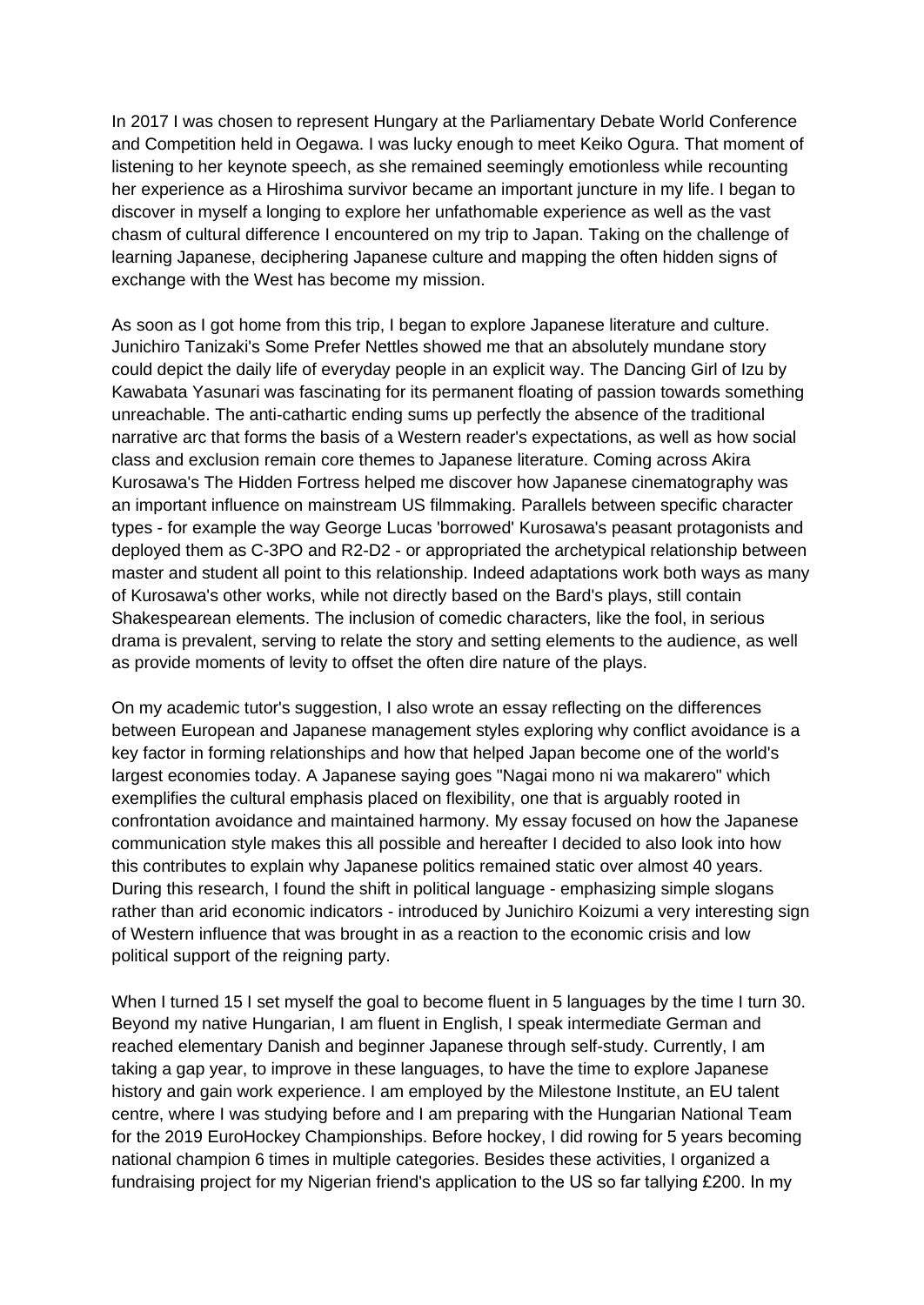In 2017 I was chosen to represent Hungary at the Parliamentary Debate World Conference and Competition held in Oegawa. I was lucky enough to meet Keiko Ogura. That moment of listening to her keynote speech, as she remained seemingly emotionless while recounting her experience as a Hiroshima survivor became an important juncture in my life. I began to discover in myself a longing to explore her unfathomable experience as well as the vast chasm of cultural difference I encountered on my trip to Japan. Taking on the challenge of learning Japanese, deciphering Japanese culture and mapping the often hidden signs of exchange with the West has become my mission.

As soon as I got home from this trip, I began to explore Japanese literature and culture. Junichiro Tanizaki's Some Prefer Nettles showed me that an absolutely mundane story could depict the daily life of everyday people in an explicit way. The Dancing Girl of Izu by Kawabata Yasunari was fascinating for its permanent floating of passion towards something unreachable. The anti-cathartic ending sums up perfectly the absence of the traditional narrative arc that forms the basis of a Western reader's expectations, as well as how social class and exclusion remain core themes to Japanese literature. Coming across Akira Kurosawa's The Hidden Fortress helped me discover how Japanese cinematography was an important influence on mainstream US filmmaking. Parallels between specific character types - for example the way George Lucas 'borrowed' Kurosawa's peasant protagonists and deployed them as C-3PO and R2-D2 - or appropriated the archetypical relationship between master and student all point to this relationship. Indeed adaptations work both ways as many of Kurosawa's other works, while not directly based on the Bard's plays, still contain Shakespearean elements. The inclusion of comedic characters, like the fool, in serious drama is prevalent, serving to relate the story and setting elements to the audience, as well as provide moments of levity to offset the often dire nature of the plays.

On my academic tutor's suggestion, I also wrote an essay reflecting on the differences between European and Japanese management styles exploring why conflict avoidance is a key factor in forming relationships and how that helped Japan become one of the world's largest economies today. A Japanese saying goes "Nagai mono ni wa makarero" which exemplifies the cultural emphasis placed on flexibility, one that is arguably rooted in confrontation avoidance and maintained harmony. My essay focused on how the Japanese communication style makes this all possible and hereafter I decided to also look into how this contributes to explain why Japanese politics remained static over almost 40 years. During this research, I found the shift in political language - emphasizing simple slogans rather than arid economic indicators - introduced by Junichiro Koizumi a very interesting sign of Western influence that was brought in as a reaction to the economic crisis and low political support of the reigning party.

When I turned 15 I set myself the goal to become fluent in 5 languages by the time I turn 30. Beyond my native Hungarian, I am fluent in English, I speak intermediate German and reached elementary Danish and beginner Japanese through self-study. Currently, I am taking a gap year, to improve in these languages, to have the time to explore Japanese history and gain work experience. I am employed by the Milestone Institute, an EU talent centre, where I was studying before and I am preparing with the Hungarian National Team for the 2019 EuroHockey Championships. Before hockey, I did rowing for 5 years becoming national champion 6 times in multiple categories. Besides these activities, I organized a fundraising project for my Nigerian friend's application to the US so far tallying £200. In my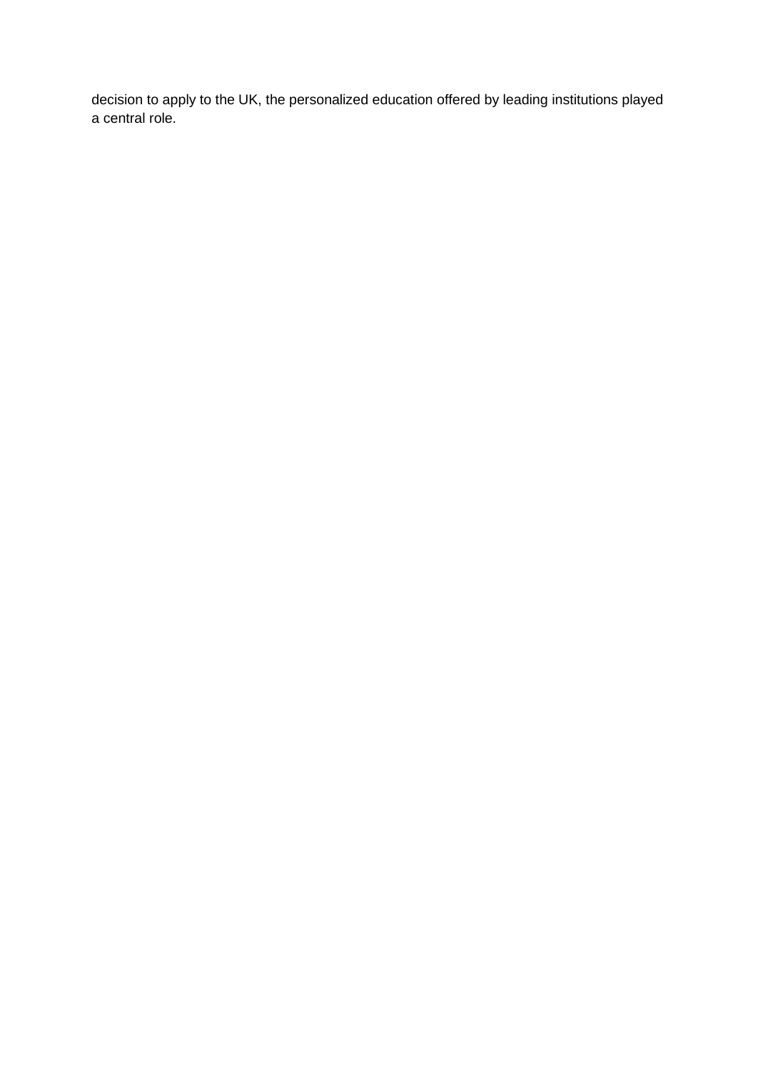decision to apply to the UK, the personalized education offered by leading institutions played a central role.